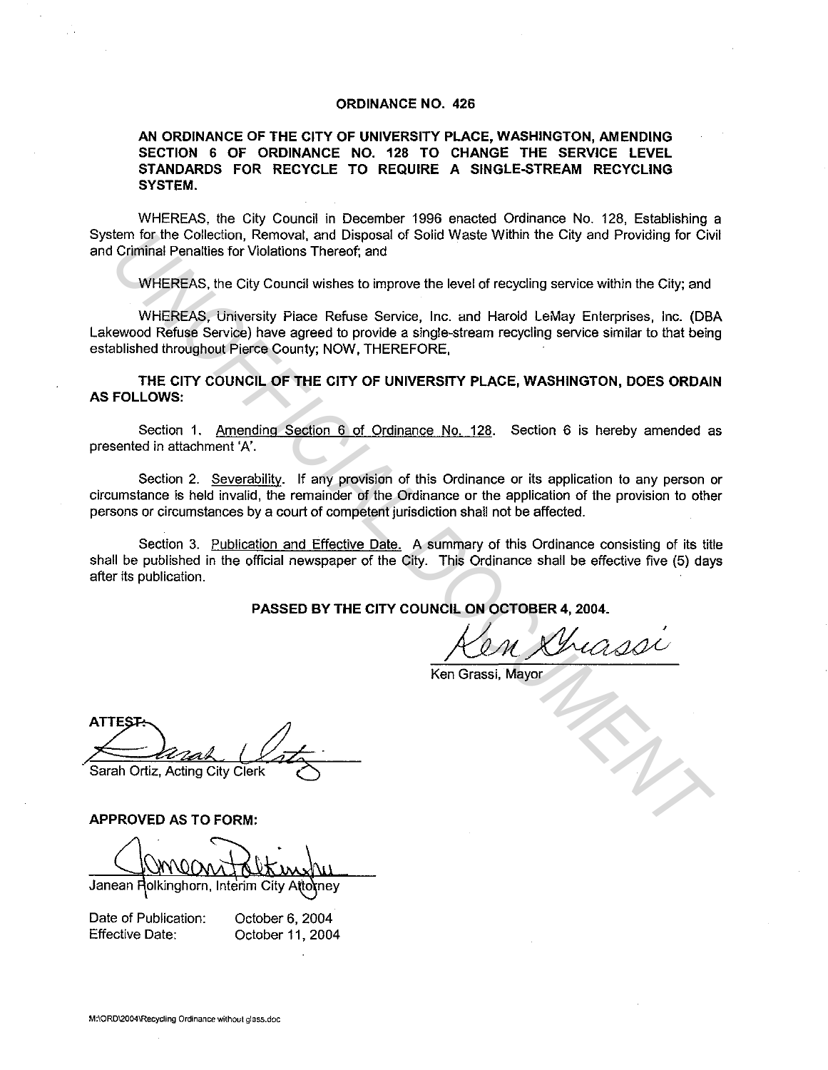# ORDINANCE NO. 426

**AN ORDINANCE OF THE CITY OF UNIVERSITY PLACE, WASHINGTON, AMENDING SECTION 6 OF ORDINANCE NO. 128 TO CHANGE THE SERVICE LEVEL STANDARDS FOR RECYCLE TO REQUIRE A SINGLE-STREAM RECYCLING SYSTEM.**

WHEREAS, the City Council in December 1996 enacted Ordinance No. 128, Establishing a System for the Collection, Removal, and Disposal of Solid Waste Within the City and Providing for Civil and Criminal Penalties for Violations Thereof; and

WHEREAS, the City Council wishes to improve the level of recycling service within the City; and

WHEREAS, University Place Refuse Service, Inc. and Harold LeMay Enterprises, Inc. (DBA Lakewood Refuse Service) have agreed to provide a single-stream recycling service similar to that being established throughout Pierce County; NOW, THEREFORE,

**THE CITY COUNCIL OF THE CITY OF UNIVERSITY PLACE, WASHINGTON, DOES ORDAIN AS FOLLOWS:**

Section 1. Amending Section 6 of Ordinance No. 128. Section 6 is hereby amended as presented in attachment 'A'.

Section 2. Severability. If any provision of this Ordinance or its application to any person or circumstance is held invalid, the remainder of the Ordinance or the application of the provision to other persons or circumstances by a court of competent jurisdiction shall not be affected.

Section 3. Publication and Effective Date. A summary of this Ordinance consisting of its title shall be published in the official newspaper of the City. This Ordinance shall be effective five (5) days after its publication.

**PASSED BY THE CITY COUNCIL ON OCTOBER 4, 2004.**

Ken Grassi, Mayor

ATTEST:

Sarah Ortiz, Acting City Clerk

**APPROVED AS TO FORM:**

Janean Polkinghorn, Interim City Attorney

Date of Publication: October 6, 2004
Effective Date: October 11, 2004

M:\ORD\2004\Recycling Ordinance without glass.doc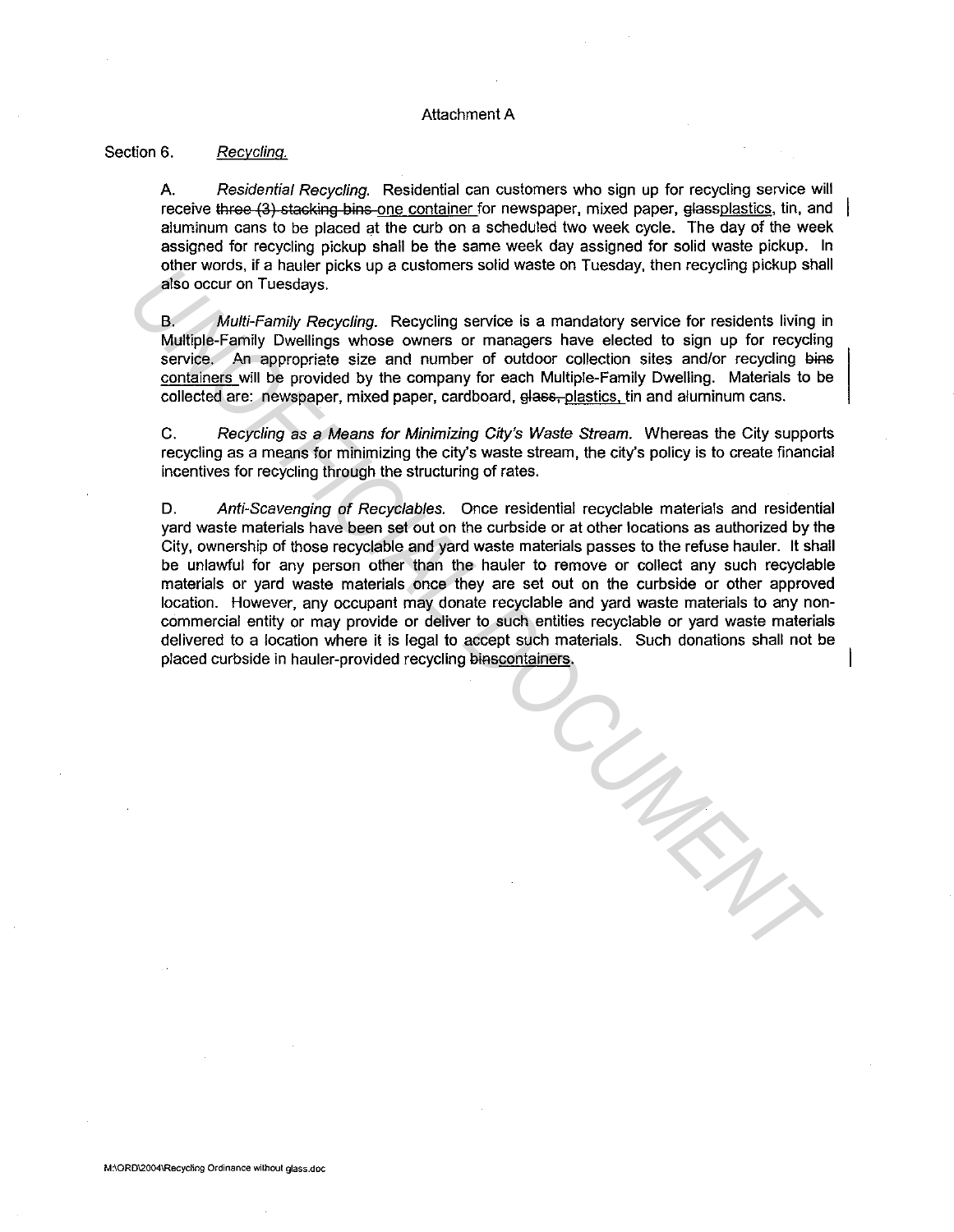Attachment A

Section 6. *Recycling.*

A. *Residential Recycling.* Residential can customers who sign up for recycling service will receive ~~three (3) stacking bins~~ one container for newspaper, mixed paper, ~~glass~~plastics, tin, and aluminum cans to be placed at the curb on a scheduled two week cycle. The day of the week assigned for recycling pickup shall be the same week day assigned for solid waste pickup. In other words, if a hauler picks up a customers solid waste on Tuesday, then recycling pickup shall also occur on Tuesdays.

B. *Multi-Family Recycling.* Recycling service is a mandatory service for residents living in Multiple-Family Dwellings whose owners or managers have elected to sign up for recycling service. An appropriate size and number of outdoor collection sites and/or recycling ~~bins~~ containers will be provided by the company for each Multiple-Family Dwelling. Materials to be collected are: newspaper, mixed paper, cardboard, ~~glass,~~ plastics, tin and aluminum cans.

C. *Recycling as a Means for Minimizing City's Waste Stream.* Whereas the City supports recycling as a means for minimizing the city's waste stream, the city's policy is to create financial incentives for recycling through the structuring of rates.

D. *Anti-Scavenging of Recyclables.* Once residential recyclable materials and residential yard waste materials have been set out on the curbside or at other locations as authorized by the City, ownership of those recyclable and yard waste materials passes to the refuse hauler. It shall be unlawful for any person other than the hauler to remove or collect any such recyclable materials or yard waste materials once they are set out on the curbside or other approved location. However, any occupant may donate recyclable and yard waste materials to any non-commercial entity or may provide or deliver to such entities recyclable or yard waste materials delivered to a location where it is legal to accept such materials. Such donations shall not be placed curbside in hauler-provided recycling ~~bins~~containers.

M:\ORD\2004\Recycling Ordinance without glass.doc